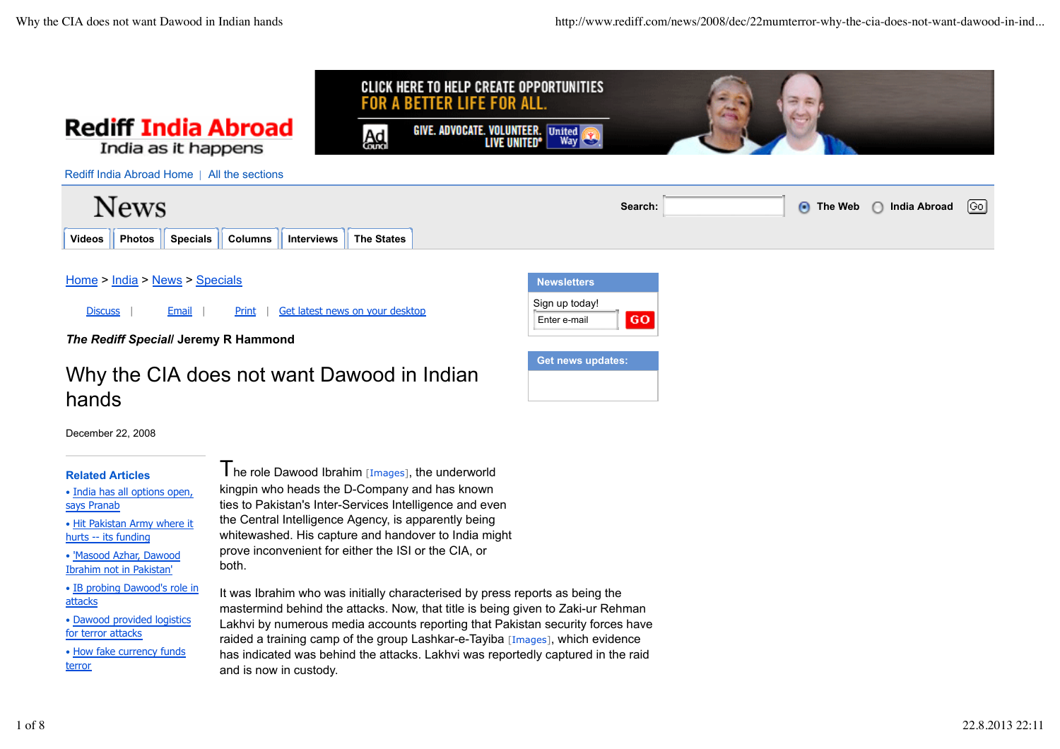Rediff India Abroad
India as it happens

Rediff India Abroad Home | All the sections

News

Search: The Web India Abroad Go

Videos | Photos | Specials | Columns | Interviews | The States

Home > India > News > Specials

Discuss | Email | Print | Get latest news on your desktop

**Newsletters**

Sign up today!

Enter e-mail GO

**Get news updates:**

***The Rediff Special*/ Jeremy R Hammond**

# Why the CIA does not want Dawood in Indian hands

December 22, 2008

**Related Articles**

- India has all options open, says Pranab
- Hit Pakistan Army where it hurts -- its funding
- 'Masood Azhar, Dawood Ibrahim not in Pakistan'
- IB probing Dawood's role in attacks
- Dawood provided logistics for terror attacks
- How fake currency funds terror

The role Dawood Ibrahim [Images], the underworld kingpin who heads the D-Company and has known ties to Pakistan's Inter-Services Intelligence and even the Central Intelligence Agency, is apparently being whitewashed. His capture and handover to India might prove inconvenient for either the ISI or the CIA, or both.

It was Ibrahim who was initially characterised by press reports as being the mastermind behind the attacks. Now, that title is being given to Zaki-ur Rehman Lakhvi by numerous media accounts reporting that Pakistan security forces have raided a training camp of the group Lashkar-e-Tayiba [Images], which evidence has indicated was behind the attacks. Lakhvi was reportedly captured in the raid and is now in custody.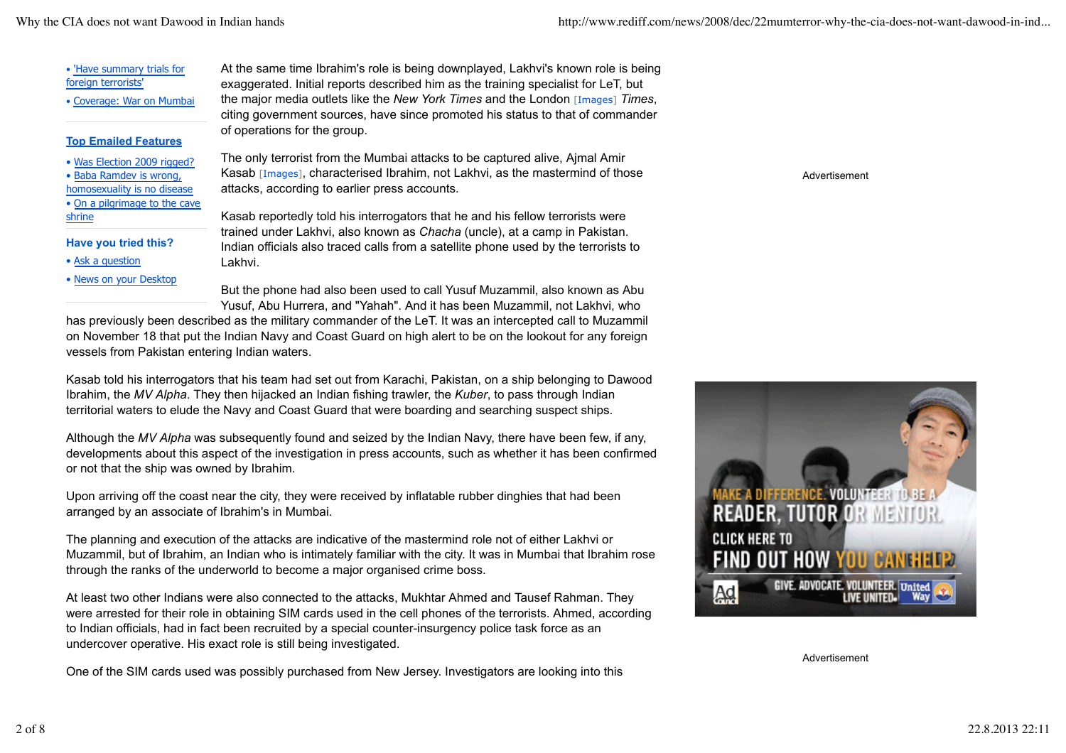- 'Have summary trials for foreign terrorists'
- Coverage: War on Mumbai

**Top Emailed Features**

- Was Election 2009 rigged?
- Baba Ramdev is wrong, homosexuality is no disease
- On a pilgrimage to the cave shrine

**Have you tried this?**

- Ask a question
- News on your Desktop

At the same time Ibrahim's role is being downplayed, Lakhvi's known role is being exaggerated. Initial reports described him as the training specialist for LeT, but the major media outlets like the *New York Times* and the London [Images] *Times*, citing government sources, have since promoted his status to that of commander of operations for the group.

The only terrorist from the Mumbai attacks to be captured alive, Ajmal Amir Kasab [Images], characterised Ibrahim, not Lakhvi, as the mastermind of those attacks, according to earlier press accounts.

Kasab reportedly told his interrogators that he and his fellow terrorists were trained under Lakhvi, also known as *Chacha* (uncle), at a camp in Pakistan. Indian officials also traced calls from a satellite phone used by the terrorists to Lakhvi.

But the phone had also been used to call Yusuf Muzammil, also known as Abu Yusuf, Abu Hurrera, and "Yahah". And it has been Muzammil, not Lakhvi, who has previously been described as the military commander of the LeT. It was an intercepted call to Muzammil on November 18 that put the Indian Navy and Coast Guard on high alert to be on the lookout for any foreign vessels from Pakistan entering Indian waters.

Kasab told his interrogators that his team had set out from Karachi, Pakistan, on a ship belonging to Dawood Ibrahim, the *MV Alpha*. They then hijacked an Indian fishing trawler, the *Kuber*, to pass through Indian territorial waters to elude the Navy and Coast Guard that were boarding and searching suspect ships.

Although the *MV Alpha* was subsequently found and seized by the Indian Navy, there have been few, if any, developments about this aspect of the investigation in press accounts, such as whether it has been confirmed or not that the ship was owned by Ibrahim.

Upon arriving off the coast near the city, they were received by inflatable rubber dinghies that had been arranged by an associate of Ibrahim's in Mumbai.

The planning and execution of the attacks are indicative of the mastermind role not of either Lakhvi or Muzammil, but of Ibrahim, an Indian who is intimately familiar with the city. It was in Mumbai that Ibrahim rose through the ranks of the underworld to become a major organised crime boss.

At least two other Indians were also connected to the attacks, Mukhtar Ahmed and Tausef Rahman. They were arrested for their role in obtaining SIM cards used in the cell phones of the terrorists. Ahmed, according to Indian officials, had in fact been recruited by a special counter-insurgency police task force as an undercover operative. His exact role is still being investigated.

One of the SIM cards used was possibly purchased from New Jersey. Investigators are looking into this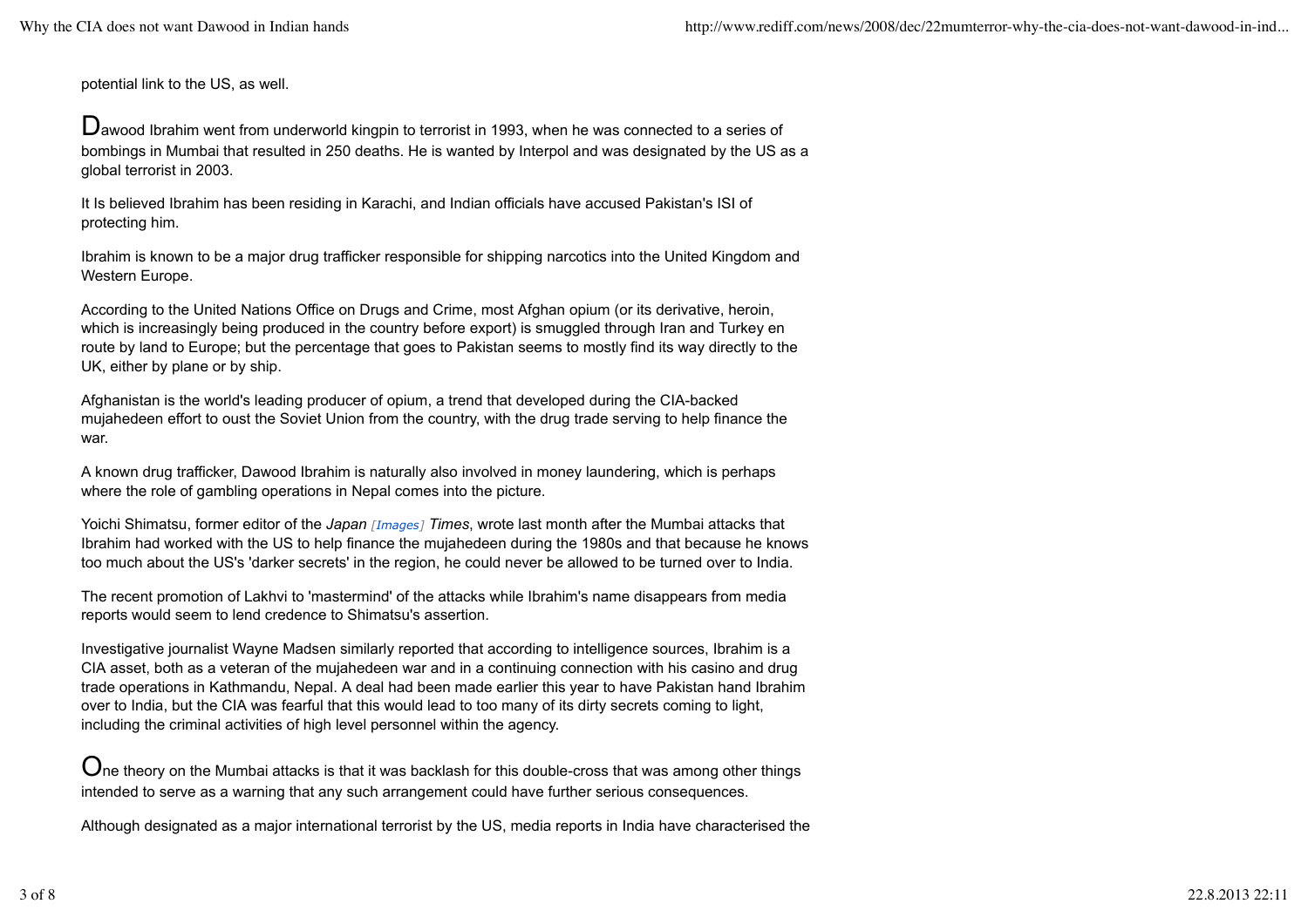potential link to the US, as well.

Dawood Ibrahim went from underworld kingpin to terrorist in 1993, when he was connected to a series of bombings in Mumbai that resulted in 250 deaths. He is wanted by Interpol and was designated by the US as a global terrorist in 2003.

It Is believed Ibrahim has been residing in Karachi, and Indian officials have accused Pakistan's ISI of protecting him.

Ibrahim is known to be a major drug trafficker responsible for shipping narcotics into the United Kingdom and Western Europe.

According to the United Nations Office on Drugs and Crime, most Afghan opium (or its derivative, heroin, which is increasingly being produced in the country before export) is smuggled through Iran and Turkey en route by land to Europe; but the percentage that goes to Pakistan seems to mostly find its way directly to the UK, either by plane or by ship.

Afghanistan is the world's leading producer of opium, a trend that developed during the CIA-backed mujahedeen effort to oust the Soviet Union from the country, with the drug trade serving to help finance the war.

A known drug trafficker, Dawood Ibrahim is naturally also involved in money laundering, which is perhaps where the role of gambling operations in Nepal comes into the picture.

Yoichi Shimatsu, former editor of the *Japan [Images] Times*, wrote last month after the Mumbai attacks that Ibrahim had worked with the US to help finance the mujahedeen during the 1980s and that because he knows too much about the US's 'darker secrets' in the region, he could never be allowed to be turned over to India.

The recent promotion of Lakhvi to 'mastermind' of the attacks while Ibrahim's name disappears from media reports would seem to lend credence to Shimatsu's assertion.

Investigative journalist Wayne Madsen similarly reported that according to intelligence sources, Ibrahim is a CIA asset, both as a veteran of the mujahedeen war and in a continuing connection with his casino and drug trade operations in Kathmandu, Nepal. A deal had been made earlier this year to have Pakistan hand Ibrahim over to India, but the CIA was fearful that this would lead to too many of its dirty secrets coming to light, including the criminal activities of high level personnel within the agency.

One theory on the Mumbai attacks is that it was backlash for this double-cross that was among other things intended to serve as a warning that any such arrangement could have further serious consequences.

Although designated as a major international terrorist by the US, media reports in India have characterised the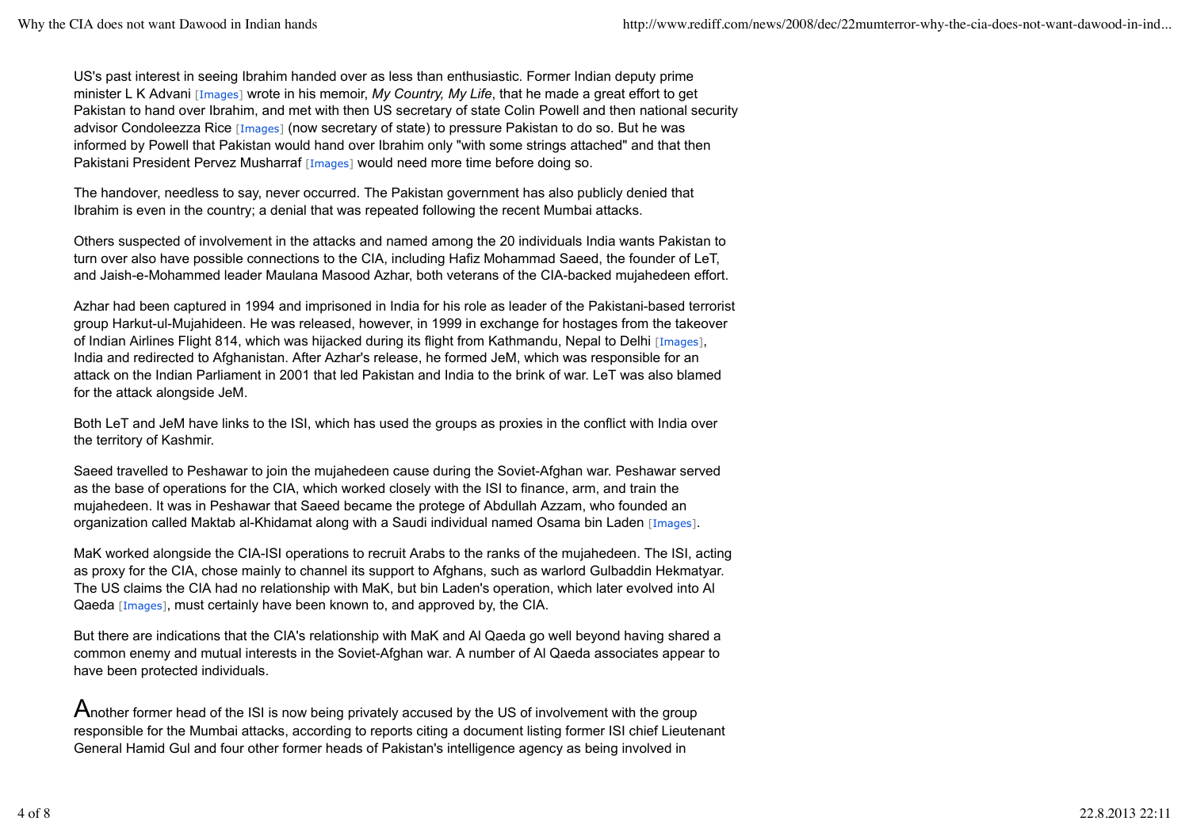US's past interest in seeing Ibrahim handed over as less than enthusiastic. Former Indian deputy prime minister L K Advani [Images] wrote in his memoir, *My Country, My Life*, that he made a great effort to get Pakistan to hand over Ibrahim, and met with then US secretary of state Colin Powell and then national security advisor Condoleezza Rice [Images] (now secretary of state) to pressure Pakistan to do so. But he was informed by Powell that Pakistan would hand over Ibrahim only "with some strings attached" and that then Pakistani President Pervez Musharraf [Images] would need more time before doing so.

The handover, needless to say, never occurred. The Pakistan government has also publicly denied that Ibrahim is even in the country; a denial that was repeated following the recent Mumbai attacks.

Others suspected of involvement in the attacks and named among the 20 individuals India wants Pakistan to turn over also have possible connections to the CIA, including Hafiz Mohammad Saeed, the founder of LeT, and Jaish-e-Mohammed leader Maulana Masood Azhar, both veterans of the CIA-backed mujahedeen effort.

Azhar had been captured in 1994 and imprisoned in India for his role as leader of the Pakistani-based terrorist group Harkut-ul-Mujahideen. He was released, however, in 1999 in exchange for hostages from the takeover of Indian Airlines Flight 814, which was hijacked during its flight from Kathmandu, Nepal to Delhi [Images], India and redirected to Afghanistan. After Azhar's release, he formed JeM, which was responsible for an attack on the Indian Parliament in 2001 that led Pakistan and India to the brink of war. LeT was also blamed for the attack alongside JeM.

Both LeT and JeM have links to the ISI, which has used the groups as proxies in the conflict with India over the territory of Kashmir.

Saeed travelled to Peshawar to join the mujahedeen cause during the Soviet-Afghan war. Peshawar served as the base of operations for the CIA, which worked closely with the ISI to finance, arm, and train the mujahedeen. It was in Peshawar that Saeed became the protege of Abdullah Azzam, who founded an organization called Maktab al-Khidamat along with a Saudi individual named Osama bin Laden [Images].

MaK worked alongside the CIA-ISI operations to recruit Arabs to the ranks of the mujahedeen. The ISI, acting as proxy for the CIA, chose mainly to channel its support to Afghans, such as warlord Gulbaddin Hekmatyar. The US claims the CIA had no relationship with MaK, but bin Laden's operation, which later evolved into Al Qaeda [Images], must certainly have been known to, and approved by, the CIA.

But there are indications that the CIA's relationship with MaK and Al Qaeda go well beyond having shared a common enemy and mutual interests in the Soviet-Afghan war. A number of Al Qaeda associates appear to have been protected individuals.

Another former head of the ISI is now being privately accused by the US of involvement with the group responsible for the Mumbai attacks, according to reports citing a document listing former ISI chief Lieutenant General Hamid Gul and four other former heads of Pakistan's intelligence agency as being involved in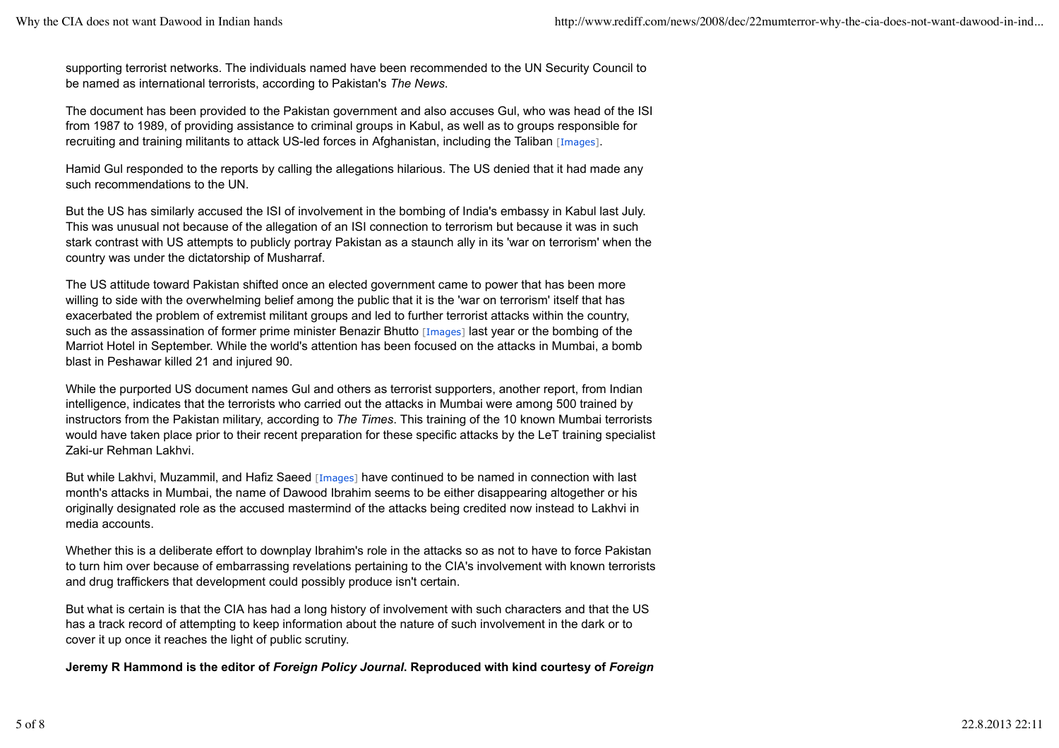supporting terrorist networks. The individuals named have been recommended to the UN Security Council to be named as international terrorists, according to Pakistan's *The News*.

The document has been provided to the Pakistan government and also accuses Gul, who was head of the ISI from 1987 to 1989, of providing assistance to criminal groups in Kabul, as well as to groups responsible for recruiting and training militants to attack US-led forces in Afghanistan, including the Taliban [Images].

Hamid Gul responded to the reports by calling the allegations hilarious. The US denied that it had made any such recommendations to the UN.

But the US has similarly accused the ISI of involvement in the bombing of India's embassy in Kabul last July. This was unusual not because of the allegation of an ISI connection to terrorism but because it was in such stark contrast with US attempts to publicly portray Pakistan as a staunch ally in its 'war on terrorism' when the country was under the dictatorship of Musharraf.

The US attitude toward Pakistan shifted once an elected government came to power that has been more willing to side with the overwhelming belief among the public that it is the 'war on terrorism' itself that has exacerbated the problem of extremist militant groups and led to further terrorist attacks within the country, such as the assassination of former prime minister Benazir Bhutto [Images] last year or the bombing of the Marriot Hotel in September. While the world's attention has been focused on the attacks in Mumbai, a bomb blast in Peshawar killed 21 and injured 90.

While the purported US document names Gul and others as terrorist supporters, another report, from Indian intelligence, indicates that the terrorists who carried out the attacks in Mumbai were among 500 trained by instructors from the Pakistan military, according to *The Times*. This training of the 10 known Mumbai terrorists would have taken place prior to their recent preparation for these specific attacks by the LeT training specialist Zaki-ur Rehman Lakhvi.

But while Lakhvi, Muzammil, and Hafiz Saeed [Images] have continued to be named in connection with last month's attacks in Mumbai, the name of Dawood Ibrahim seems to be either disappearing altogether or his originally designated role as the accused mastermind of the attacks being credited now instead to Lakhvi in media accounts.

Whether this is a deliberate effort to downplay Ibrahim's role in the attacks so as not to have to force Pakistan to turn him over because of embarrassing revelations pertaining to the CIA's involvement with known terrorists and drug traffickers that development could possibly produce isn't certain.

But what is certain is that the CIA has had a long history of involvement with such characters and that the US has a track record of attempting to keep information about the nature of such involvement in the dark or to cover it up once it reaches the light of public scrutiny.

**Jeremy R Hammond is the editor of *Foreign Policy Journal*. Reproduced with kind courtesy of *Foreign***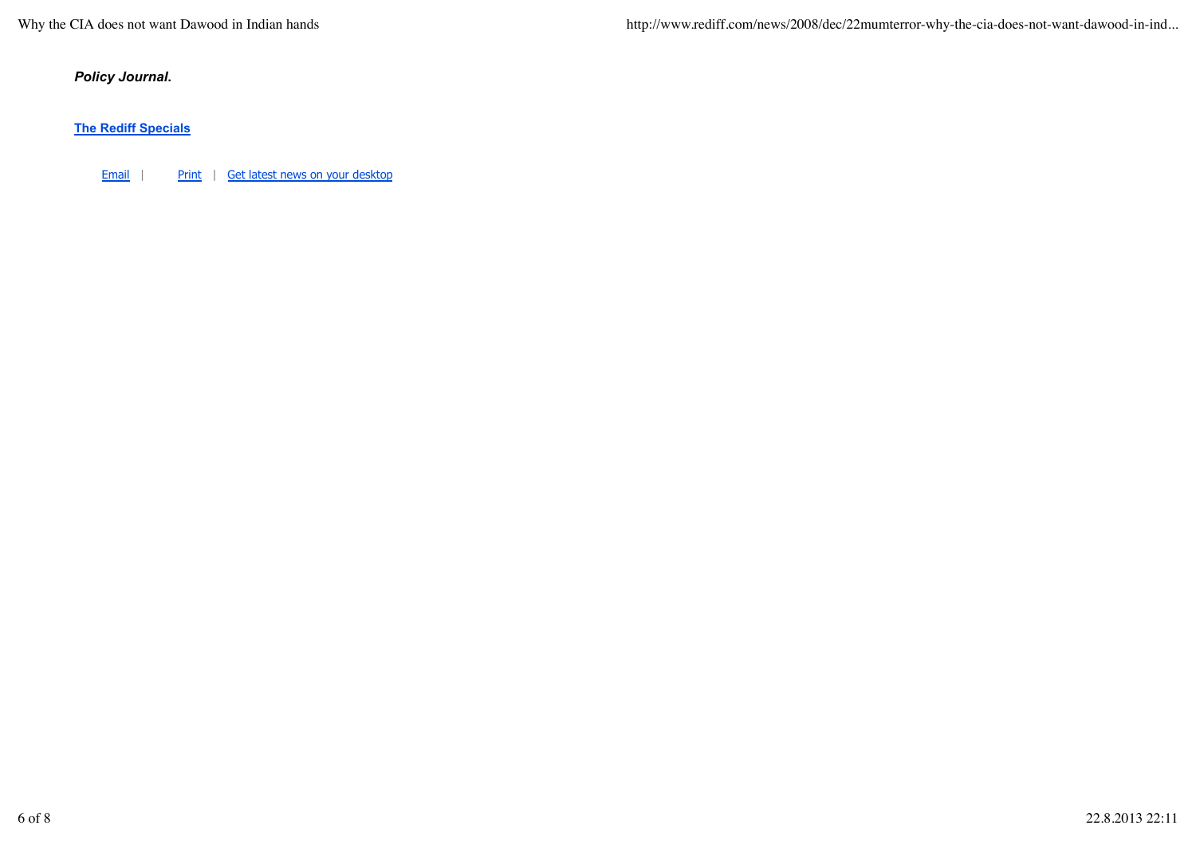***Policy Journal.***

**[The Rediff Specials]**

[Email] | [Print] | [Get latest news on your desktop]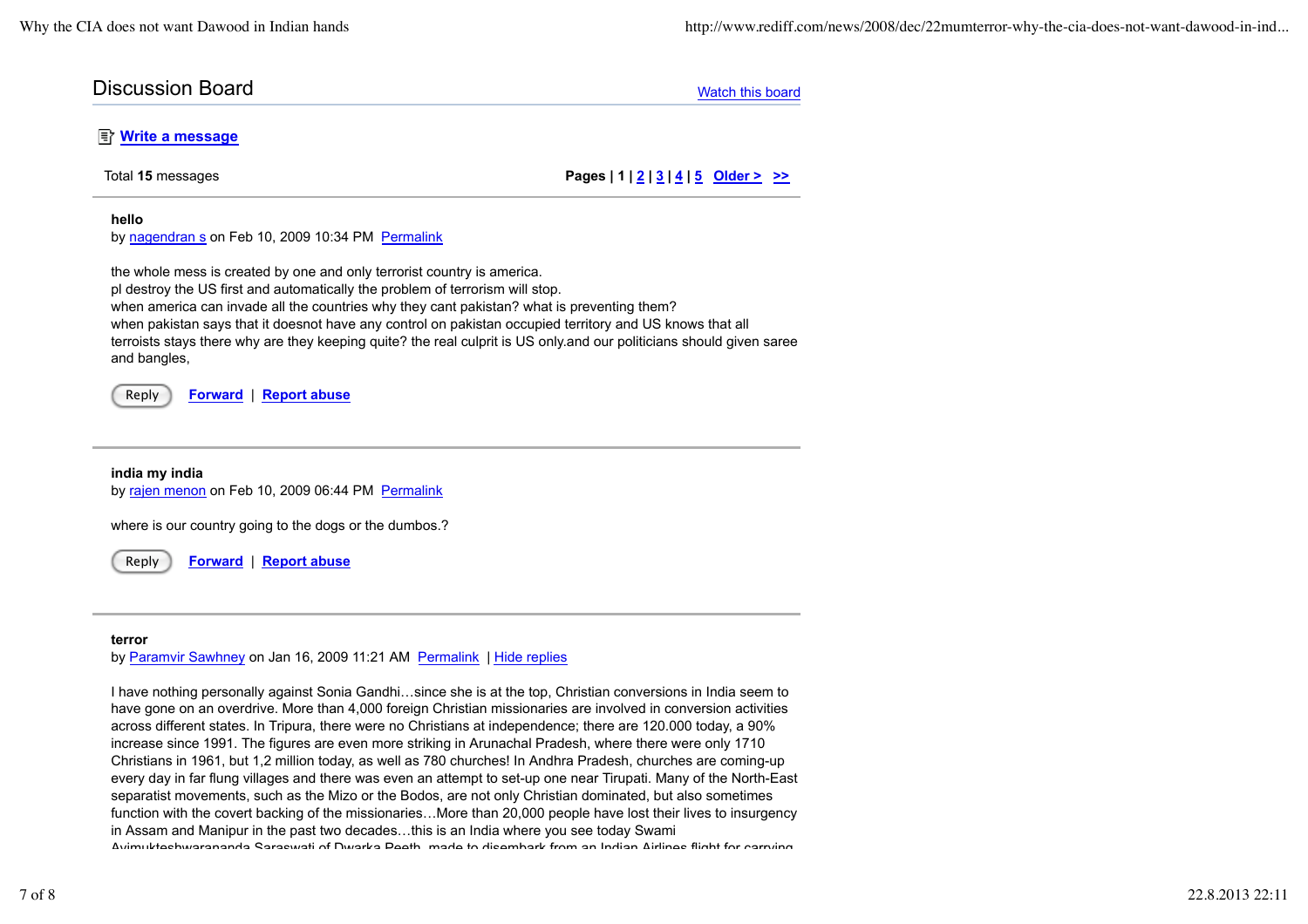## Discussion Board

Watch this board

**Write a message**

Total **15** messages

**Pages | 1 | 2 | 3 | 4 | 5 Older > >>**

---

**hello**

by nagendran s on Feb 10, 2009 10:34 PM Permalink

the whole mess is created by one and only terrorist country is america.
pl destroy the US first and automatically the problem of terrorism will stop.
when america can invade all the countries why they cant pakistan? what is preventing them?
when pakistan says that it doesnot have any control on pakistan occupied territory and US knows that all terroists stays there why are they keeping quite? the real culprit is US only.and our politicians should given saree and bangles,

Reply | Forward | Report abuse

---

**india my india**

by rajen menon on Feb 10, 2009 06:44 PM Permalink

where is our country going to the dogs or the dumbos.?

Reply | Forward | Report abuse

---

**terror**

by Paramvir Sawhney on Jan 16, 2009 11:21 AM Permalink | Hide replies

I have nothing personally against Sonia Gandhi…since she is at the top, Christian conversions in India seem to have gone on an overdrive. More than 4,000 foreign Christian missionaries are involved in conversion activities across different states. In Tripura, there were no Christians at independence; there are 120.000 today, a 90% increase since 1991. The figures are even more striking in Arunachal Pradesh, where there were only 1710 Christians in 1961, but 1,2 million today, as well as 780 churches! In Andhra Pradesh, churches are coming-up every day in far flung villages and there was even an attempt to set-up one near Tirupati. Many of the North-East separatist movements, such as the Mizo or the Bodos, are not only Christian dominated, but also sometimes function with the covert backing of the missionaries…More than 20,000 people have lost their lives to insurgency in Assam and Manipur in the past two decades…this is an India where you see today Swami Avimukteshwarananda Saraswati of Dwarka Peeth, made to disembark from an Indian Airlines flight for carrying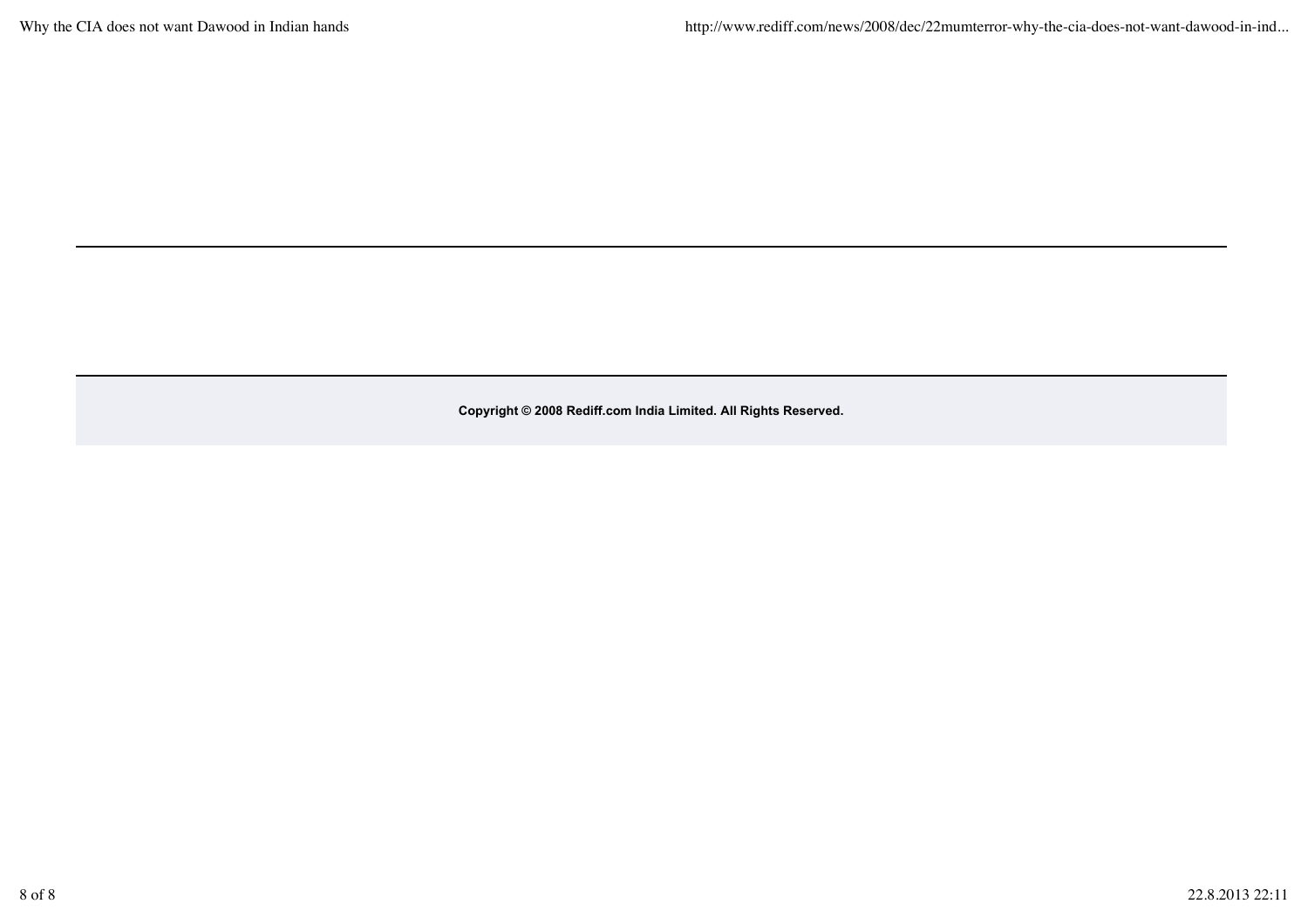---

---

**Copyright © 2008 Rediff.com India Limited. All Rights Reserved.**